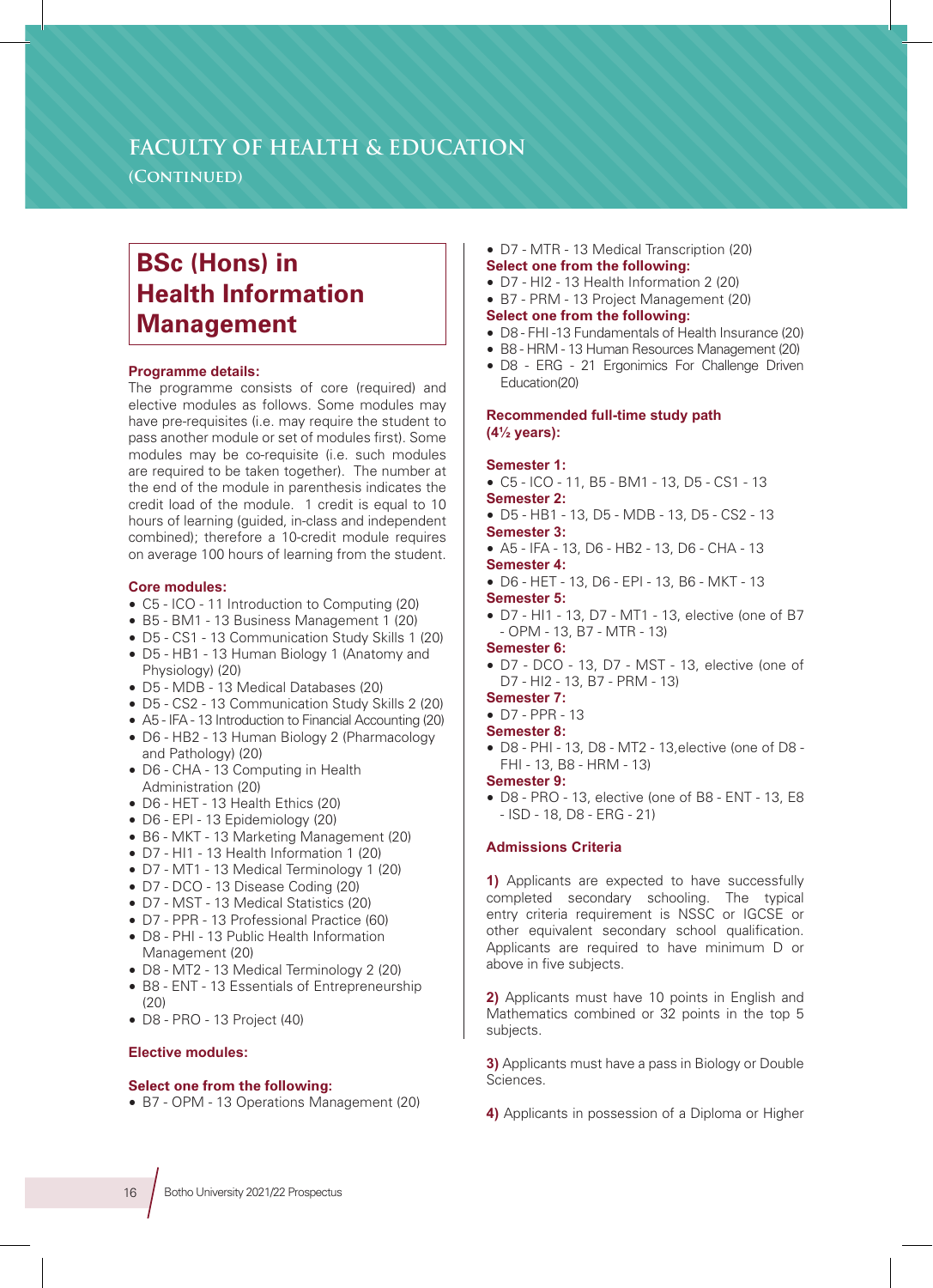# FACULTY OF HEALTH & EDUCATION
## (CONTINUED)

## BSc (Hons) in Health Information Management

**Programme details:**

The programme consists of core (required) and elective modules as follows. Some modules may have pre-requisites (i.e. may require the student to pass another module or set of modules first). Some modules may be co-requisite (i.e. such modules are required to be taken together). The number at the end of the module in parenthesis indicates the credit load of the module. 1 credit is equal to 10 hours of learning (guided, in-class and independent combined); therefore a 10-credit module requires on average 100 hours of learning from the student.

**Core modules:**

- C5 - ICO - 11 Introduction to Computing (20)
- B5 - BM1 - 13 Business Management 1 (20)
- D5 - CS1 - 13 Communication Study Skills 1 (20)
- D5 - HB1 - 13 Human Biology 1 (Anatomy and Physiology) (20)
- D5 - MDB - 13 Medical Databases (20)
- D5 - CS2 - 13 Communication Study Skills 2 (20)
- A5 - IFA - 13 Introduction to Financial Accounting (20)
- D6 - HB2 - 13 Human Biology 2 (Pharmacology and Pathology) (20)
- D6 - CHA - 13 Computing in Health Administration (20)
- D6 - HET - 13 Health Ethics (20)
- D6 - EPI - 13 Epidemiology (20)
- B6 - MKT - 13 Marketing Management (20)
- D7 - HI1 - 13 Health Information 1 (20)
- D7 - MT1 - 13 Medical Terminology 1 (20)
- D7 - DCO - 13 Disease Coding (20)
- D7 - MST - 13 Medical Statistics (20)
- D7 - PPR - 13 Professional Practice (60)
- D8 - PHI - 13 Public Health Information Management (20)
- D8 - MT2 - 13 Medical Terminology 2 (20)
- B8 - ENT - 13 Essentials of Entrepreneurship (20)
- D8 - PRO - 13 Project (40)

**Elective modules:**

**Select one from the following:**

- B7 - OPM - 13 Operations Management (20)
- D7 - MTR - 13 Medical Transcription (20)

**Select one from the following:**

- D7 - HI2 - 13 Health Information 2 (20)
- B7 - PRM - 13 Project Management (20)

**Select one from the following:**

- D8 - FHI -13 Fundamentals of Health Insurance (20)
- B8 - HRM - 13 Human Resources Management (20)
- D8 - ERG - 21 Ergonimics For Challenge Driven Education(20)

**Recommended full-time study path (4½ years):**

**Semester 1:**
- C5 - ICO - 11, B5 - BM1 - 13, D5 - CS1 - 13

**Semester 2:**
- D5 - HB1 - 13, D5 - MDB - 13, D5 - CS2 - 13

**Semester 3:**
- A5 - IFA - 13, D6 - HB2 - 13, D6 - CHA - 13

**Semester 4:**
- D6 - HET - 13, D6 - EPI - 13, B6 - MKT - 13

**Semester 5:**
- D7 - HI1 - 13, D7 - MT1 - 13, elective (one of B7 - OPM - 13, B7 - MTR - 13)

**Semester 6:**
- D7 - DCO - 13, D7 - MST - 13, elective (one of D7 - HI2 - 13, B7 - PRM - 13)

**Semester 7:**
- D7 - PPR - 13

**Semester 8:**
- D8 - PHI - 13, D8 - MT2 - 13,elective (one of D8 - FHI - 13, B8 - HRM - 13)

**Semester 9:**
- D8 - PRO - 13, elective (one of B8 - ENT - 13, E8 - ISD - 18, D8 - ERG - 21)

**Admissions Criteria**

**1)** Applicants are expected to have successfully completed secondary schooling. The typical entry criteria requirement is NSSC or IGCSE or other equivalent secondary school qualification. Applicants are required to have minimum D or above in five subjects.

**2)** Applicants must have 10 points in English and Mathematics combined or 32 points in the top 5 subjects.

**3)** Applicants must have a pass in Biology or Double Sciences.

**4)** Applicants in possession of a Diploma or Higher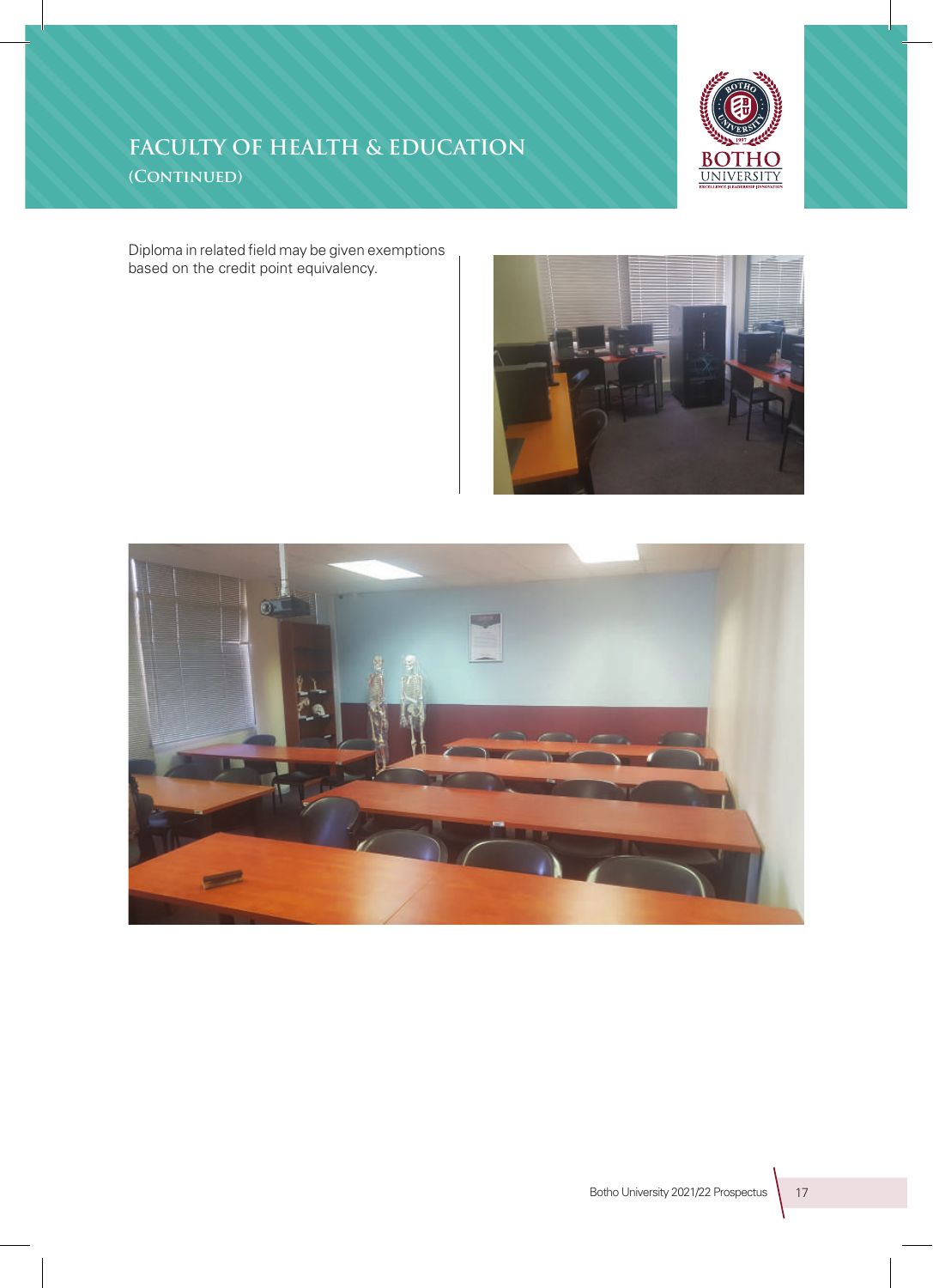# FACULTY OF HEALTH & EDUCATION
## (CONTINUED)

Diploma in related field may be given exemptions based on the credit point equivalency.